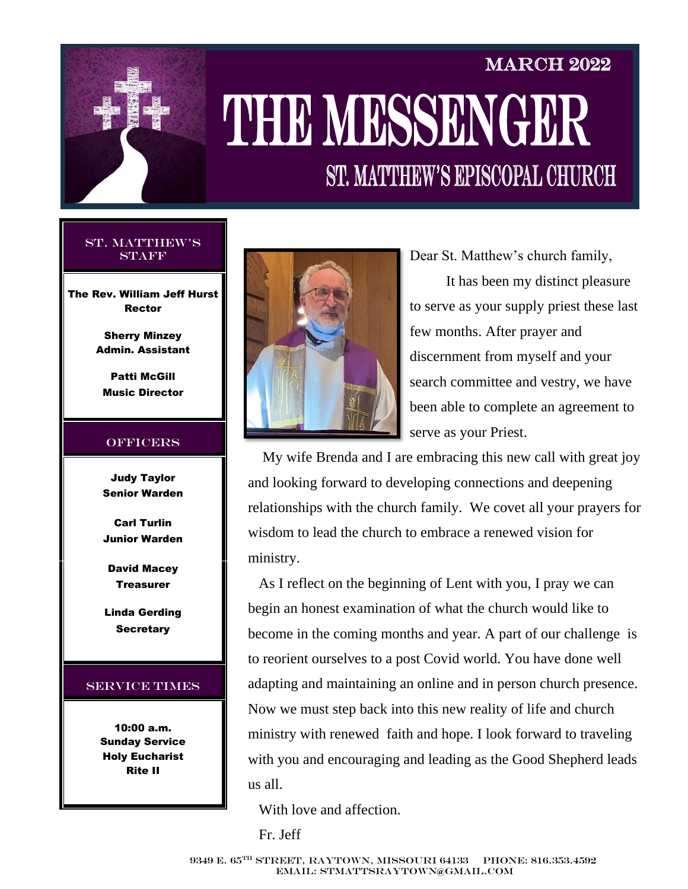MARCH 2022

# THE MESSENGER

## ST. MATTHEW'S EPISCOPAL CHURCH

### ST. MATTHEW'S STAFF

**The Rev. William Jeff Hurst**
**Rector**

**Sherry Minzey**
**Admin. Assistant**

**Patti McGill**
**Music Director**

### OFFICERS

**Judy Taylor**
**Senior Warden**

**Carl Turlin**
**Junior Warden**

**David Macey**
**Treasurer**

**Linda Gerding**
**Secretary**

### SERVICE TIMES

**10:00 a.m.**
**Sunday Service**
**Holy Eucharist**
**Rite II**

Dear St. Matthew's church family,

It has been my distinct pleasure to serve as your supply priest these last few months. After prayer and discernment from myself and your search committee and vestry, we have been able to complete an agreement to serve as your Priest.

My wife Brenda and I are embracing this new call with great joy and looking forward to developing connections and deepening relationships with the church family. We covet all your prayers for wisdom to lead the church to embrace a renewed vision for ministry.

As I reflect on the beginning of Lent with you, I pray we can begin an honest examination of what the church would like to become in the coming months and year. A part of our challenge is to reorient ourselves to a post Covid world. You have done well adapting and maintaining an online and in person church presence. Now we must step back into this new reality of life and church ministry with renewed faith and hope. I look forward to traveling with you and encouraging and leading as the Good Shepherd leads us all.

With love and affection.

Fr. Jeff

9349 E. 65TH STREET, RAYTOWN, MISSOURI 64133 PHONE: 816.353.4592
EMAIL: STMATTSRAYTOWN@GMAIL.COM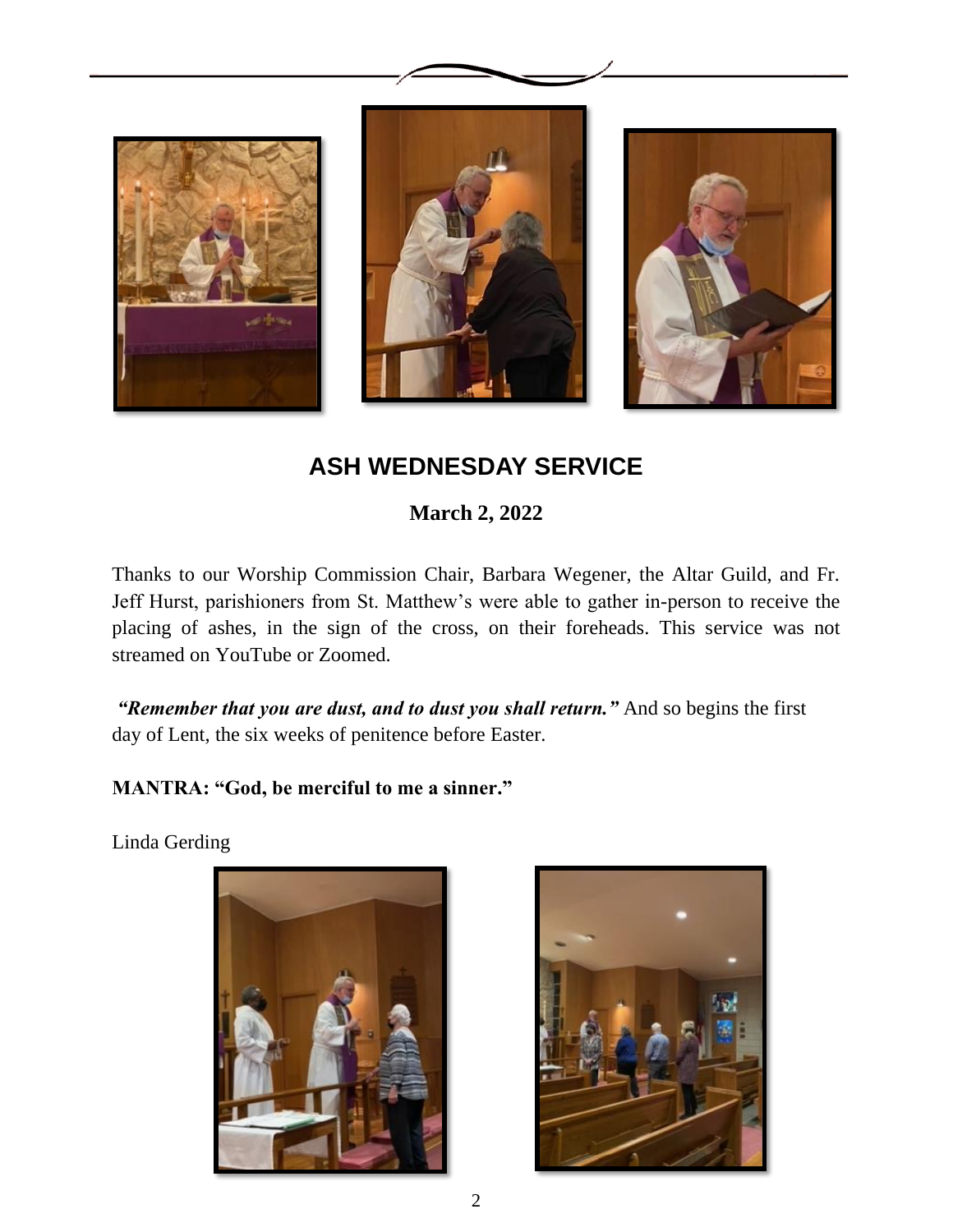## ASH WEDNESDAY SERVICE

**March 2, 2022**

Thanks to our Worship Commission Chair, Barbara Wegener, the Altar Guild, and Fr. Jeff Hurst, parishioners from St. Matthew's were able to gather in-person to receive the placing of ashes, in the sign of the cross, on their foreheads. This service was not streamed on YouTube or Zoomed.

***"Remember that you are dust, and to dust you shall return."*** And so begins the first day of Lent, the six weeks of penitence before Easter.

**MANTRA: "God, be merciful to me a sinner."**

Linda Gerding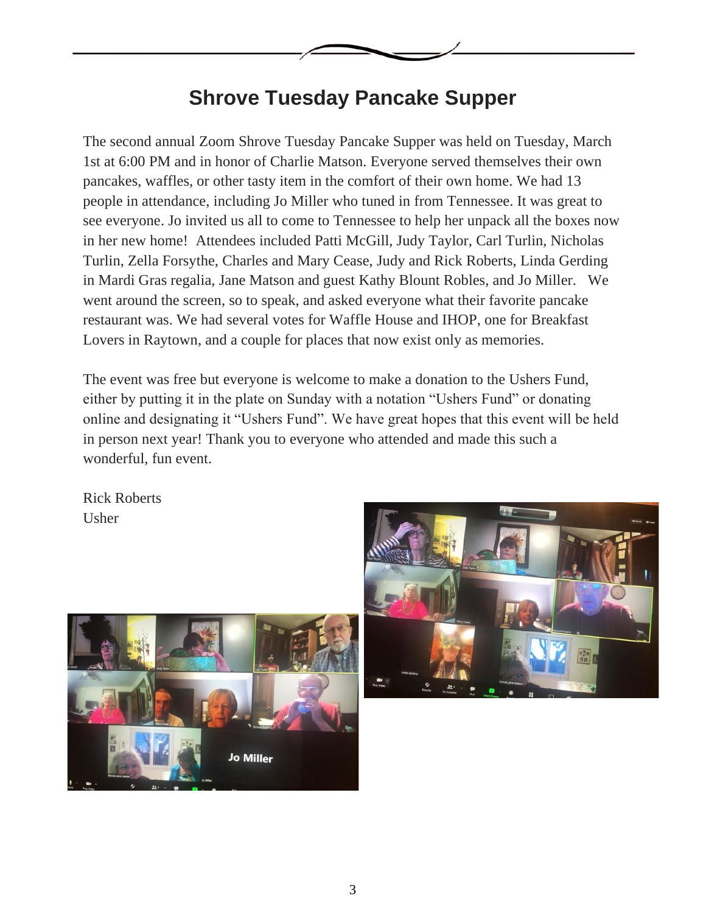# Shrove Tuesday Pancake Supper

The second annual Zoom Shrove Tuesday Pancake Supper was held on Tuesday, March 1st at 6:00 PM and in honor of Charlie Matson. Everyone served themselves their own pancakes, waffles, or other tasty item in the comfort of their own home. We had 13 people in attendance, including Jo Miller who tuned in from Tennessee. It was great to see everyone. Jo invited us all to come to Tennessee to help her unpack all the boxes now in her new home! Attendees included Patti McGill, Judy Taylor, Carl Turlin, Nicholas Turlin, Zella Forsythe, Charles and Mary Cease, Judy and Rick Roberts, Linda Gerding in Mardi Gras regalia, Jane Matson and guest Kathy Blount Robles, and Jo Miller. We went around the screen, so to speak, and asked everyone what their favorite pancake restaurant was. We had several votes for Waffle House and IHOP, one for Breakfast Lovers in Raytown, and a couple for places that now exist only as memories.

The event was free but everyone is welcome to make a donation to the Ushers Fund, either by putting it in the plate on Sunday with a notation "Ushers Fund" or donating online and designating it "Ushers Fund". We have great hopes that this event will be held in person next year! Thank you to everyone who attended and made this such a wonderful, fun event.

Rick Roberts
Usher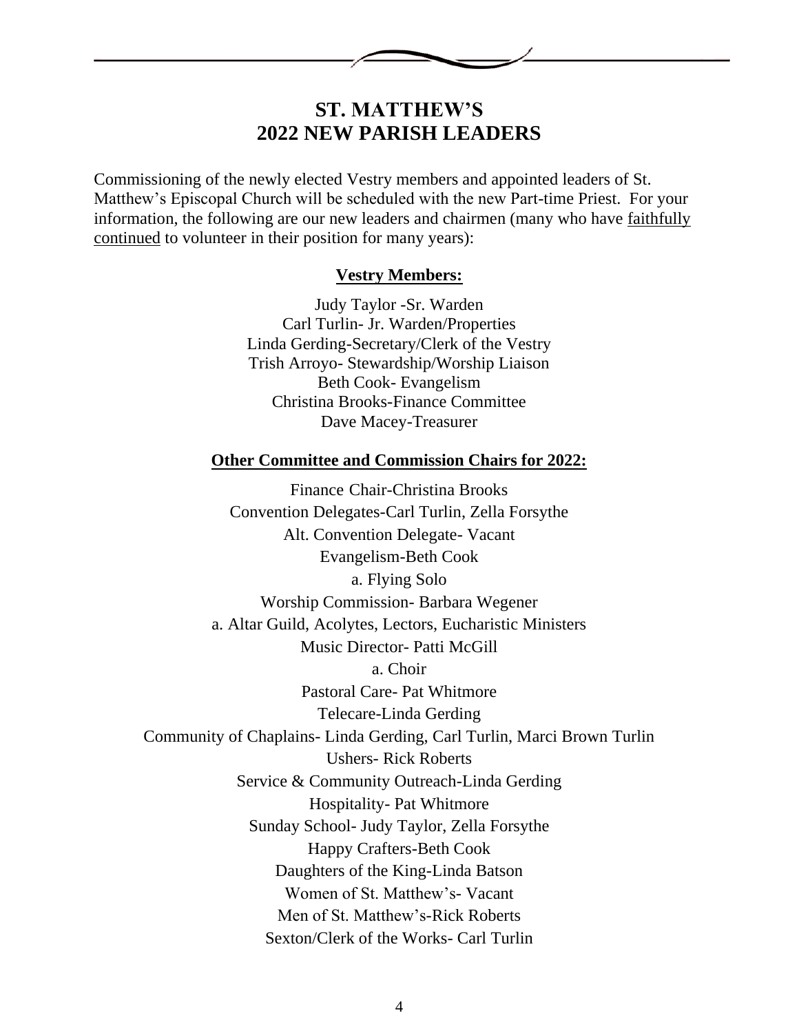# ST. MATTHEW'S
# 2022 NEW PARISH LEADERS

Commissioning of the newly elected Vestry members and appointed leaders of St. Matthew's Episcopal Church will be scheduled with the new Part-time Priest. For your information, the following are our new leaders and chairmen (many who have faithfully continued to volunteer in their position for many years):

**Vestry Members:**

Judy Taylor -Sr. Warden
Carl Turlin- Jr. Warden/Properties
Linda Gerding-Secretary/Clerk of the Vestry
Trish Arroyo- Stewardship/Worship Liaison
Beth Cook- Evangelism
Christina Brooks-Finance Committee
Dave Macey-Treasurer

**Other Committee and Commission Chairs for 2022:**

Finance Chair-Christina Brooks
Convention Delegates-Carl Turlin, Zella Forsythe
Alt. Convention Delegate- Vacant
Evangelism-Beth Cook
a. Flying Solo
Worship Commission- Barbara Wegener
a. Altar Guild, Acolytes, Lectors, Eucharistic Ministers
Music Director- Patti McGill
a. Choir
Pastoral Care- Pat Whitmore
Telecare-Linda Gerding
Community of Chaplains- Linda Gerding, Carl Turlin, Marci Brown Turlin
Ushers- Rick Roberts
Service & Community Outreach-Linda Gerding
Hospitality- Pat Whitmore
Sunday School- Judy Taylor, Zella Forsythe
Happy Crafters-Beth Cook
Daughters of the King-Linda Batson
Women of St. Matthew's- Vacant
Men of St. Matthew's-Rick Roberts
Sexton/Clerk of the Works- Carl Turlin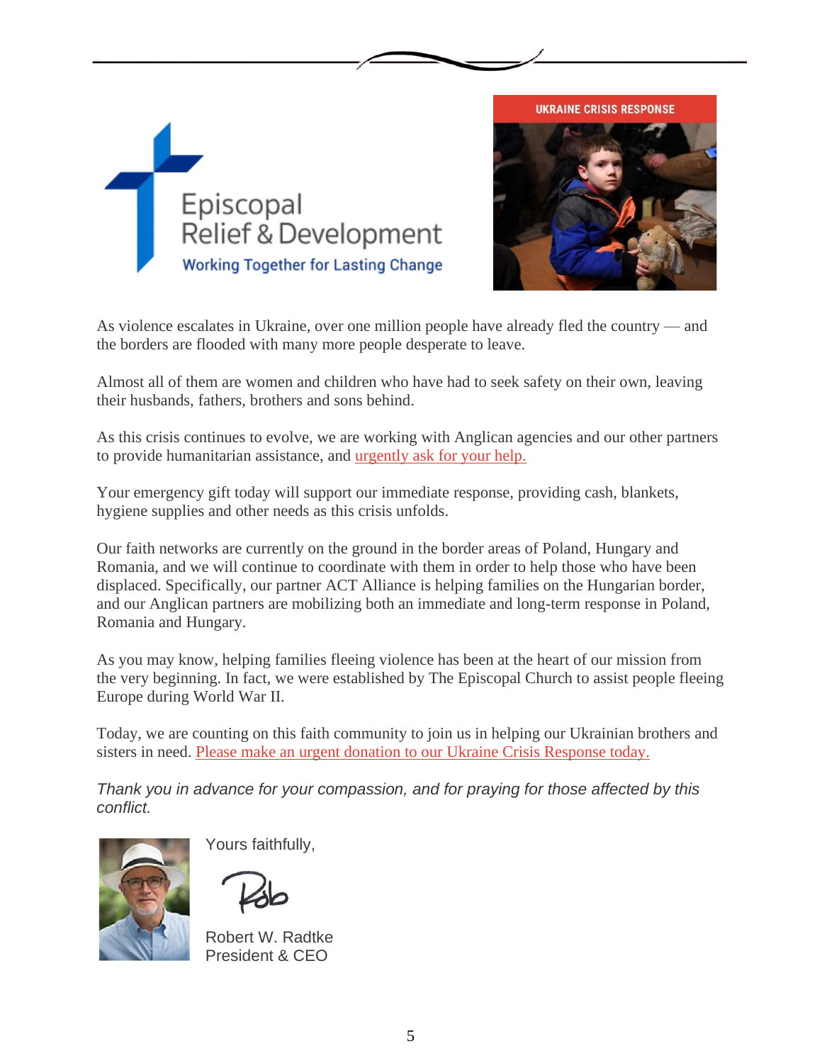Episcopal Relief & Development

Working Together for Lasting Change

UKRAINE CRISIS RESPONSE

As violence escalates in Ukraine, over one million people have already fled the country — and the borders are flooded with many more people desperate to leave.

Almost all of them are women and children who have had to seek safety on their own, leaving their husbands, fathers, brothers and sons behind.

As this crisis continues to evolve, we are working with Anglican agencies and our other partners to provide humanitarian assistance, and urgently ask for your help.

Your emergency gift today will support our immediate response, providing cash, blankets, hygiene supplies and other needs as this crisis unfolds.

Our faith networks are currently on the ground in the border areas of Poland, Hungary and Romania, and we will continue to coordinate with them in order to help those who have been displaced. Specifically, our partner ACT Alliance is helping families on the Hungarian border, and our Anglican partners are mobilizing both an immediate and long-term response in Poland, Romania and Hungary.

As you may know, helping families fleeing violence has been at the heart of our mission from the very beginning. In fact, we were established by The Episcopal Church to assist people fleeing Europe during World War II.

Today, we are counting on this faith community to join us in helping our Ukrainian brothers and sisters in need. Please make an urgent donation to our Ukraine Crisis Response today.

*Thank you in advance for your compassion, and for praying for those affected by this conflict.*

Yours faithfully,

Rob

Robert W. Radtke
President & CEO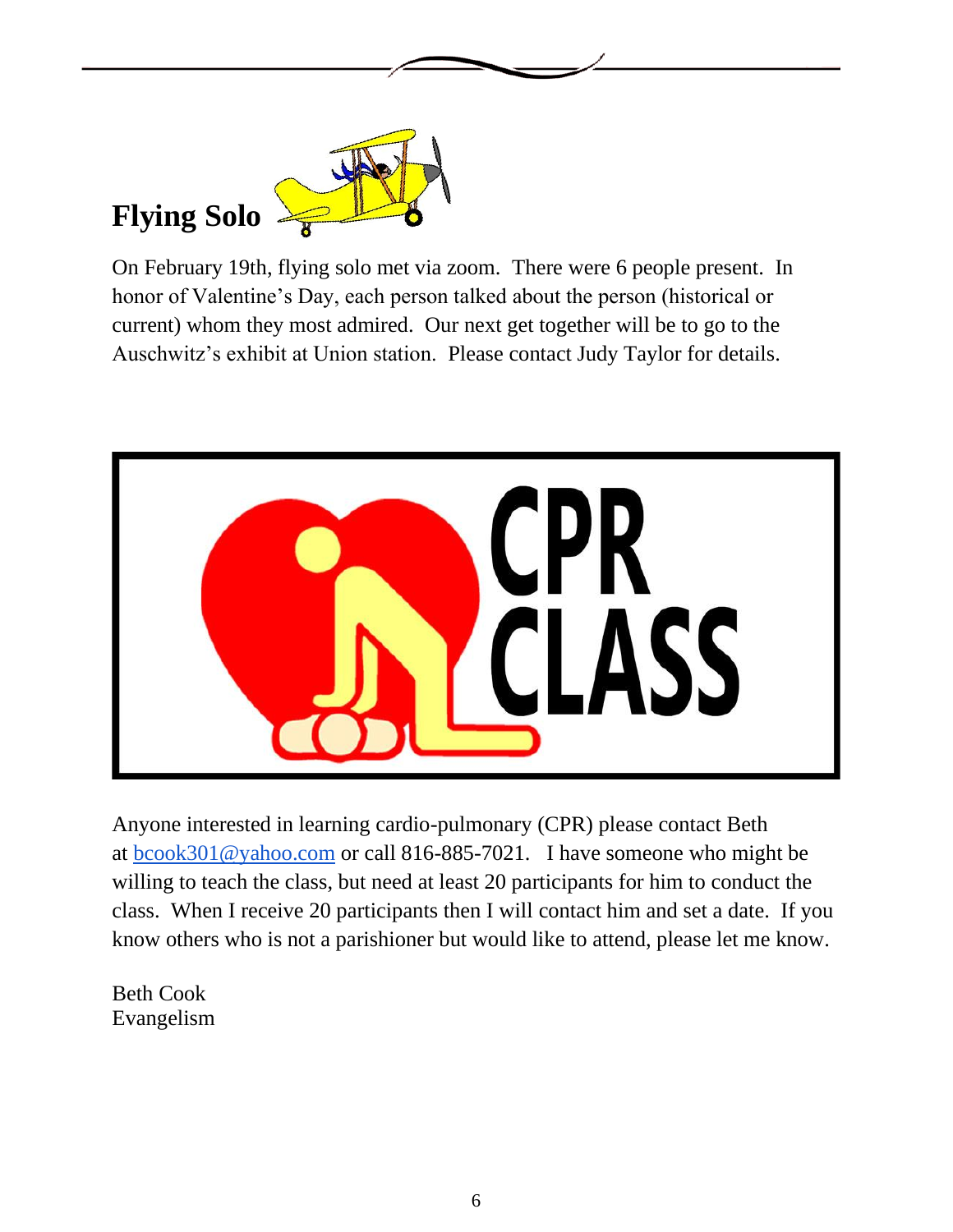## Flying Solo

On February 19th, flying solo met via zoom. There were 6 people present. In honor of Valentine's Day, each person talked about the person (historical or current) whom they most admired. Our next get together will be to go to the Auschwitz's exhibit at Union station. Please contact Judy Taylor for details.

## CPR CLASS

Anyone interested in learning cardio-pulmonary (CPR) please contact Beth at bcook301@yahoo.com or call 816-885-7021. I have someone who might be willing to teach the class, but need at least 20 participants for him to conduct the class. When I receive 20 participants then I will contact him and set a date. If you know others who is not a parishioner but would like to attend, please let me know.

Beth Cook
Evangelism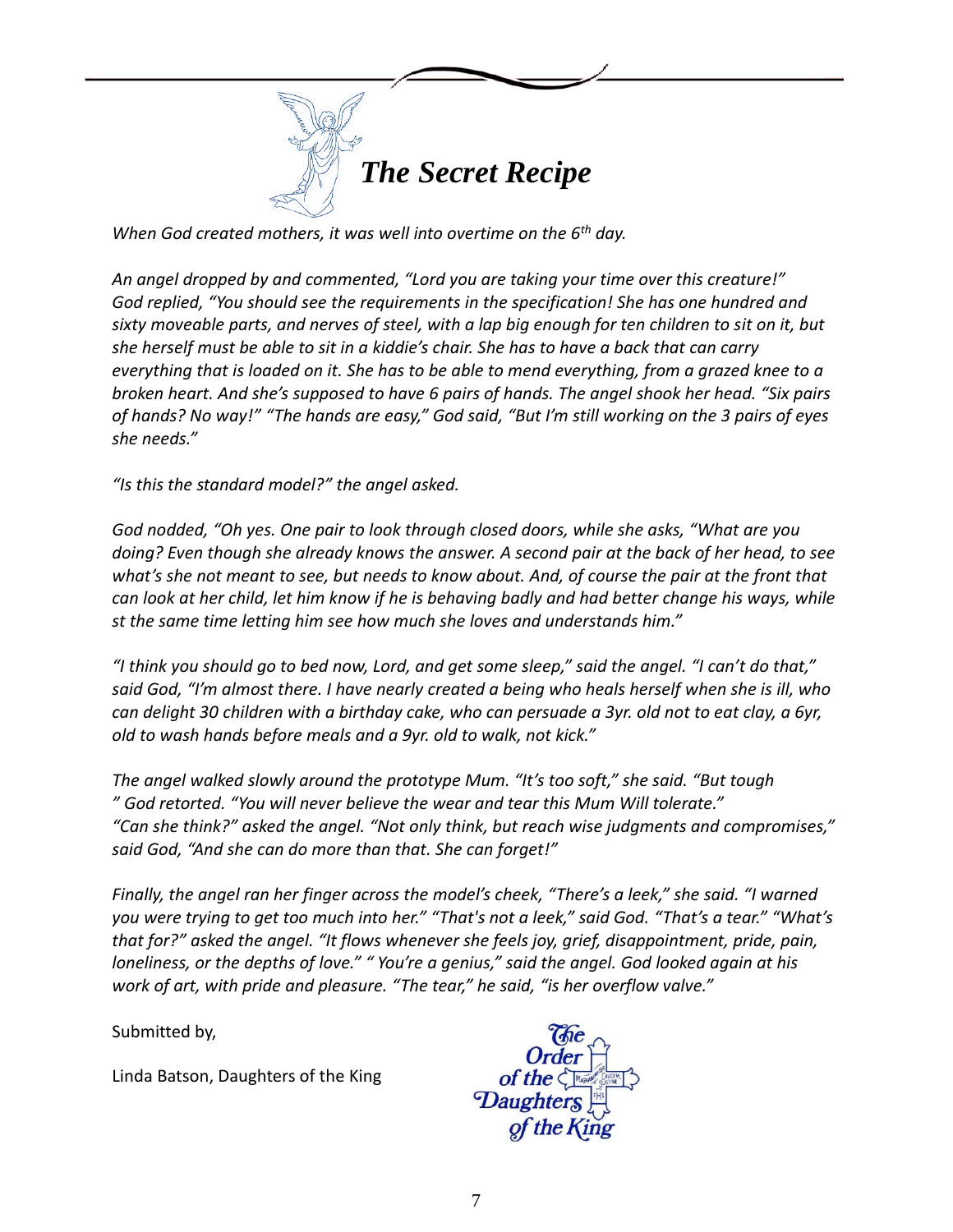# *The Secret Recipe*

*When God created mothers, it was well into overtime on the 6th day.*

*An angel dropped by and commented, "Lord you are taking your time over this creature!" God replied, "You should see the requirements in the specification! She has one hundred and sixty moveable parts, and nerves of steel, with a lap big enough for ten children to sit on it, but she herself must be able to sit in a kiddie's chair. She has to have a back that can carry everything that is loaded on it. She has to be able to mend everything, from a grazed knee to a broken heart. And she's supposed to have 6 pairs of hands. The angel shook her head. "Six pairs of hands? No way!" "The hands are easy," God said, "But I'm still working on the 3 pairs of eyes she needs."*

*"Is this the standard model?" the angel asked.*

*God nodded, "Oh yes. One pair to look through closed doors, while she asks, "What are you doing? Even though she already knows the answer. A second pair at the back of her head, to see what's she not meant to see, but needs to know about. And, of course the pair at the front that can look at her child, let him know if he is behaving badly and had better change his ways, while st the same time letting him see how much she loves and understands him."*

*"I think you should go to bed now, Lord, and get some sleep," said the angel. "I can't do that," said God, "I'm almost there. I have nearly created a being who heals herself when she is ill, who can delight 30 children with a birthday cake, who can persuade a 3yr. old not to eat clay, a 6yr, old to wash hands before meals and a 9yr. old to walk, not kick."*

*The angel walked slowly around the prototype Mum. "It's too soft," she said. "But tough " God retorted. "You will never believe the wear and tear this Mum Will tolerate." "Can she think?" asked the angel. "Not only think, but reach wise judgments and compromises," said God, "And she can do more than that. She can forget!"*

*Finally, the angel ran her finger across the model's cheek, "There's a leek," she said. "I warned you were trying to get too much into her." "That's not a leek," said God. "That's a tear." "What's that for?" asked the angel. "It flows whenever she feels joy, grief, disappointment, pride, pain, loneliness, or the depths of love." " You're a genius," said the angel. God looked again at his work of art, with pride and pleasure. "The tear," he said, "is her overflow valve."*

Submitted by,

Linda Batson, Daughters of the King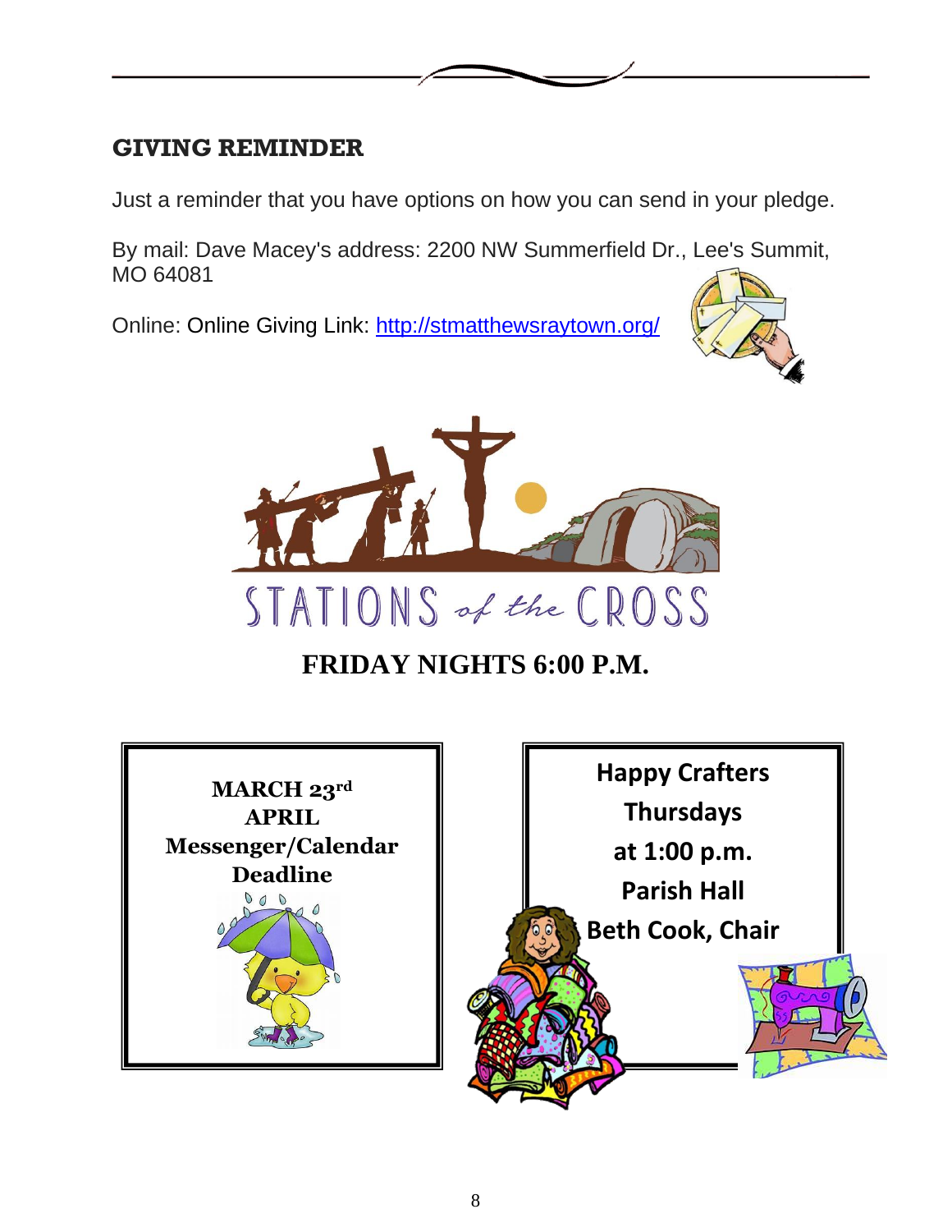## GIVING REMINDER

Just a reminder that you have options on how you can send in your pledge.

By mail: Dave Macey's address: 2200 NW Summerfield Dr., Lee's Summit, MO 64081

Online: Online Giving Link: http://stmatthewsraytown.org/

STATIONS of the CROSS

**FRIDAY NIGHTS 6:00 P.M.**

**MARCH 23rd**
**APRIL**
**Messenger/Calendar**
**Deadline**

**Happy Crafters**
**Thursdays**
**at 1:00 p.m.**
**Parish Hall**
**Beth Cook, Chair**